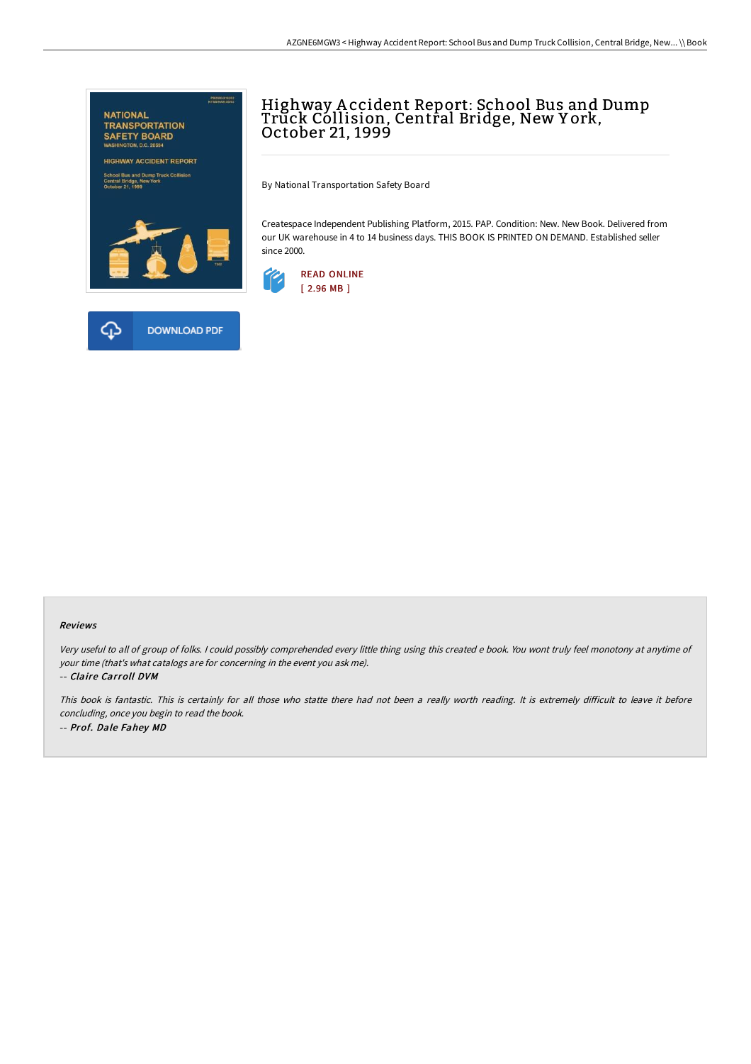# Highway Accident Report: School Bus and Dump Truck Collision, Central Bridge, New York, October 21, 1999

By National Transportation Safety Board

Createspace Independent Publishing Platform, 2015. PAP. Condition: New. New Book. Delivered from our UK warehouse in 4 to 14 business days. THIS BOOK IS PRINTED ON DEMAND. Established seller since 2000.

READ ONLINE
[ 2.96 MB ]

DOWNLOAD PDF

### Reviews

*Very useful to all of group of folks. I could possibly comprehended every little thing using this created e book. You wont truly feel monotony at anytime of your time (that's what catalogs are for concerning in the event you ask me).*

*-- Claire Carroll DVM*

*This book is fantastic. This is certainly for all those who statte there had not been a really worth reading. It is extremely difficult to leave it before concluding, once you begin to read the book.*

*-- Prof. Dale Fahey MD*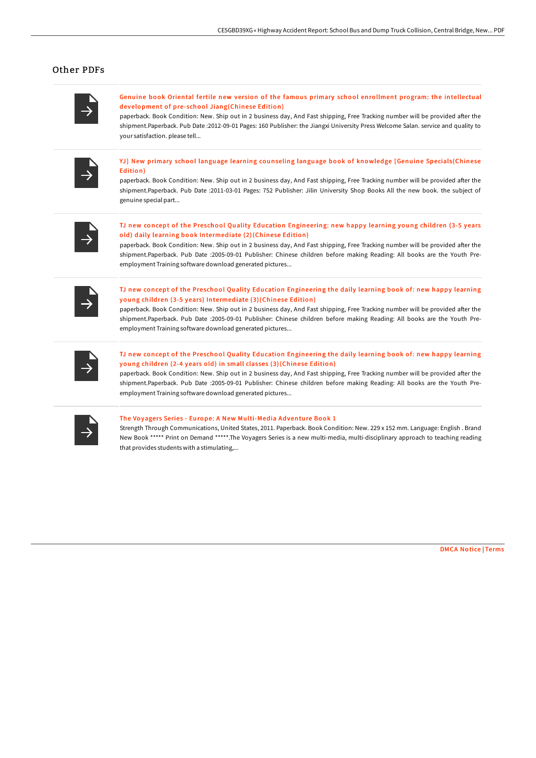## Other PDFs

**Genuine book Oriental fertile new version of the famous primary school enrollment program: the intellectual development of pre-school Jiang(Chinese Edition)**

paperback. Book Condition: New. Ship out in 2 business day, And Fast shipping, Free Tracking number will be provided after the shipment.Paperback. Pub Date :2012-09-01 Pages: 160 Publisher: the Jiangxi University Press Welcome Salan. service and quality to your satisfaction. please tell...

**YJ] New primary school language learning counseling language book of knowledge [Genuine Specials(Chinese Edition)**

paperback. Book Condition: New. Ship out in 2 business day, And Fast shipping, Free Tracking number will be provided after the shipment.Paperback. Pub Date :2011-03-01 Pages: 752 Publisher: Jilin University Shop Books All the new book. the subject of genuine special part...

**TJ new concept of the Preschool Quality Education Engineering: new happy learning young children (3-5 years old) daily learning book Intermediate (2)(Chinese Edition)**

paperback. Book Condition: New. Ship out in 2 business day, And Fast shipping, Free Tracking number will be provided after the shipment.Paperback. Pub Date :2005-09-01 Publisher: Chinese children before making Reading: All books are the Youth Pre-employment Training software download generated pictures...

**TJ new concept of the Preschool Quality Education Engineering the daily learning book of: new happy learning young children (3-5 years) Intermediate (3)(Chinese Edition)**

paperback. Book Condition: New. Ship out in 2 business day, And Fast shipping, Free Tracking number will be provided after the shipment.Paperback. Pub Date :2005-09-01 Publisher: Chinese children before making Reading: All books are the Youth Pre-employment Training software download generated pictures...

**TJ new concept of the Preschool Quality Education Engineering the daily learning book of: new happy learning young children (2-4 years old) in small classes (3)(Chinese Edition)**

paperback. Book Condition: New. Ship out in 2 business day, And Fast shipping, Free Tracking number will be provided after the shipment.Paperback. Pub Date :2005-09-01 Publisher: Chinese children before making Reading: All books are the Youth Pre-employment Training software download generated pictures...

**The Voyagers Series - Europe: A New Multi-Media Adventure Book 1**

Strength Through Communications, United States, 2011. Paperback. Book Condition: New. 229 x 152 mm. Language: English . Brand New Book ***** Print on Demand *****.The Voyagers Series is a new multi-media, multi-disciplinary approach to teaching reading that provides students with a stimulating,...

DMCA Notice | Terms